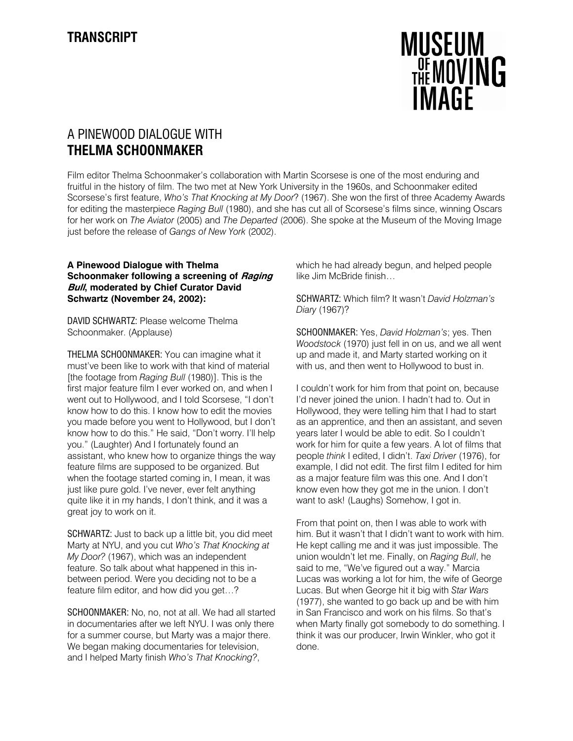**TRANSCRIPT**

**MUSEUM OF THE MOVING IMAGE**

# A PINEWOOD DIALOGUE WITH **THELMA SCHOONMAKER**

Film editor Thelma Schoonmaker's collaboration with Martin Scorsese is one of the most enduring and fruitful in the history of film. The two met at New York University in the 1960s, and Schoonmaker edited Scorsese's first feature, *Who's That Knocking at My Door*? (1967). She won the first of three Academy Awards for editing the masterpiece *Raging Bull* (1980), and she has cut all of Scorsese's films since, winning Oscars for her work on *The Aviator* (2005) and *The Departed* (2006). She spoke at the Museum of the Moving Image just before the release of *Gangs of New York* (2002).

**A Pinewood Dialogue with Thelma Schoonmaker following a screening of *Raging Bull*, moderated by Chief Curator David Schwartz (November 24, 2002):**

DAVID SCHWARTZ: Please welcome Thelma Schoonmaker. (Applause)

THELMA SCHOONMAKER: You can imagine what it must've been like to work with that kind of material [the footage from *Raging Bull* (1980)]. This is the first major feature film I ever worked on, and when I went out to Hollywood, and I told Scorsese, "I don't know how to do this. I know how to edit the movies you made before you went to Hollywood, but I don't know how to do this." He said, "Don't worry. I'll help you." (Laughter) And I fortunately found an assistant, who knew how to organize things the way feature films are supposed to be organized. But when the footage started coming in, I mean, it was just like pure gold. I've never, ever felt anything quite like it in my hands, I don't think, and it was a great joy to work on it.

SCHWARTZ: Just to back up a little bit, you did meet Marty at NYU, and you cut *Who's That Knocking at My Door?* (1967), which was an independent feature. So talk about what happened in this in-between period. Were you deciding not to be a feature film editor, and how did you get…?

SCHOONMAKER: No, no, not at all. We had all started in documentaries after we left NYU. I was only there for a summer course, but Marty was a major there. We began making documentaries for television, and I helped Marty finish *Who's That Knocking?*, which he had already begun, and helped people like Jim McBride finish…

SCHWARTZ: Which film? It wasn't *David Holzman's Diary* (1967)?

SCHOONMAKER: Yes, *David Holzman's*; yes. Then *Woodstock* (1970) just fell in on us, and we all went up and made it, and Marty started working on it with us, and then went to Hollywood to bust in.

I couldn't work for him from that point on, because I'd never joined the union. I hadn't had to. Out in Hollywood, they were telling him that I had to start as an apprentice, and then an assistant, and seven years later I would be able to edit. So I couldn't work for him for quite a few years. A lot of films that people *think* I edited, I didn't. *Taxi Driver* (1976), for example, I did not edit. The first film I edited for him as a major feature film was this one. And I don't know even how they got me in the union. I don't want to ask! (Laughs) Somehow, I got in.

From that point on, then I was able to work with him. But it wasn't that I didn't want to work with him. He kept calling me and it was just impossible. The union wouldn't let me. Finally, on *Raging Bull*, he said to me, "We've figured out a way." Marcia Lucas was working a lot for him, the wife of George Lucas. But when George hit it big with *Star Wars* (1977), she wanted to go back up and be with him in San Francisco and work on his films. So that's when Marty finally got somebody to do something. I think it was our producer, Irwin Winkler, who got it done.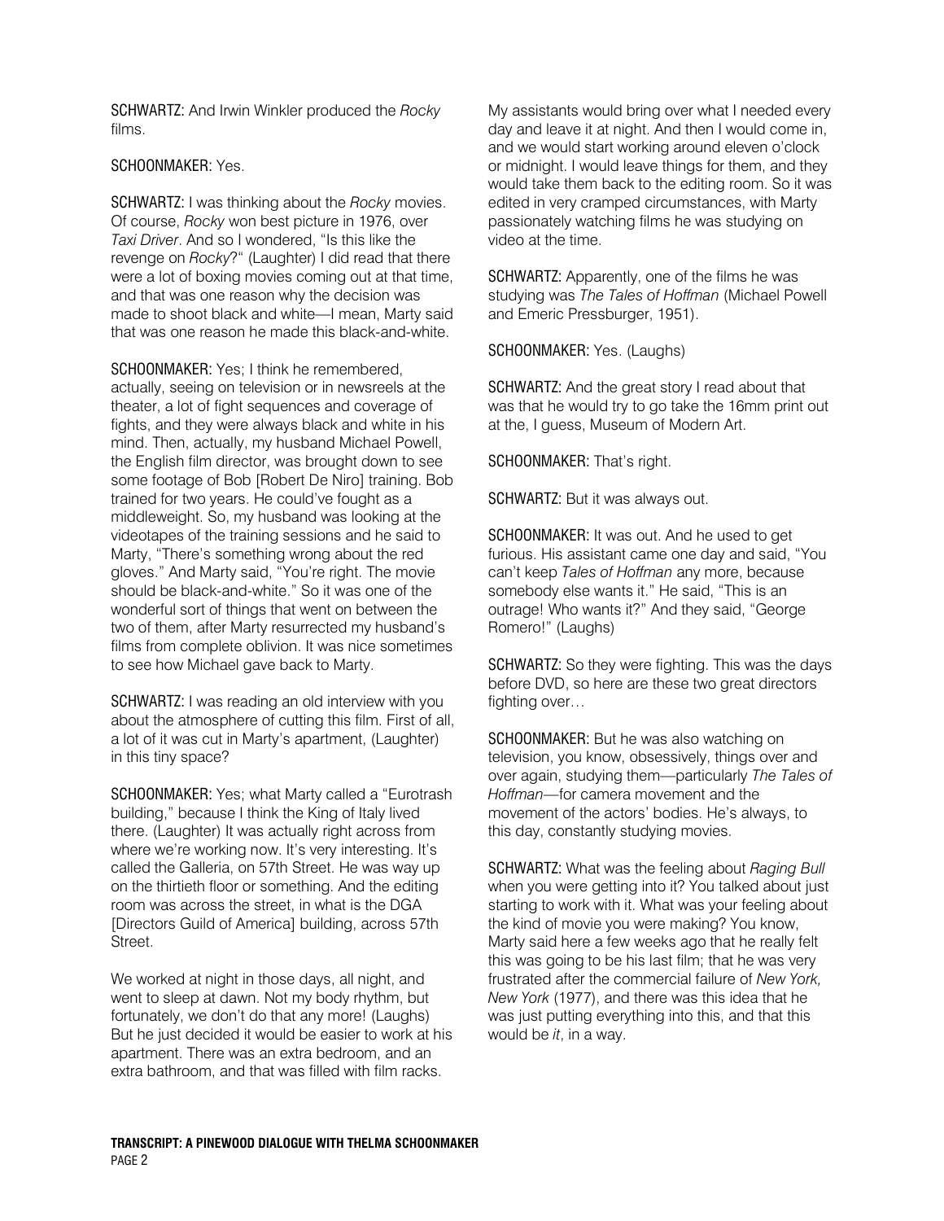SCHWARTZ: And Irwin Winkler produced the *Rocky* films.

SCHOONMAKER: Yes.

SCHWARTZ: I was thinking about the *Rocky* movies. Of course, *Rocky* won best picture in 1976, over *Taxi Driver*. And so I wondered, "Is this like the revenge on *Rocky*?" (Laughter) I did read that there were a lot of boxing movies coming out at that time, and that was one reason why the decision was made to shoot black and white—I mean, Marty said that was one reason he made this black-and-white.

SCHOONMAKER: Yes; I think he remembered, actually, seeing on television or in newsreels at the theater, a lot of fight sequences and coverage of fights, and they were always black and white in his mind. Then, actually, my husband Michael Powell, the English film director, was brought down to see some footage of Bob [Robert De Niro] training. Bob trained for two years. He could've fought as a middleweight. So, my husband was looking at the videotapes of the training sessions and he said to Marty, "There's something wrong about the red gloves." And Marty said, "You're right. The movie should be black-and-white." So it was one of the wonderful sort of things that went on between the two of them, after Marty resurrected my husband's films from complete oblivion. It was nice sometimes to see how Michael gave back to Marty.

SCHWARTZ: I was reading an old interview with you about the atmosphere of cutting this film. First of all, a lot of it was cut in Marty's apartment, (Laughter) in this tiny space?

SCHOONMAKER: Yes; what Marty called a "Eurotrash building," because I think the King of Italy lived there. (Laughter) It was actually right across from where we're working now. It's very interesting. It's called the Galleria, on 57th Street. He was way up on the thirtieth floor or something. And the editing room was across the street, in what is the DGA [Directors Guild of America] building, across 57th Street.

We worked at night in those days, all night, and went to sleep at dawn. Not my body rhythm, but fortunately, we don't do that any more! (Laughs) But he just decided it would be easier to work at his apartment. There was an extra bedroom, and an extra bathroom, and that was filled with film racks. My assistants would bring over what I needed every day and leave it at night. And then I would come in, and we would start working around eleven o'clock or midnight. I would leave things for them, and they would take them back to the editing room. So it was edited in very cramped circumstances, with Marty passionately watching films he was studying on video at the time.

SCHWARTZ: Apparently, one of the films he was studying was *The Tales of Hoffman* (Michael Powell and Emeric Pressburger, 1951).

SCHOONMAKER: Yes. (Laughs)

SCHWARTZ: And the great story I read about that was that he would try to go take the 16mm print out at the, I guess, Museum of Modern Art.

SCHOONMAKER: That's right.

SCHWARTZ: But it was always out.

SCHOONMAKER: It was out. And he used to get furious. His assistant came one day and said, "You can't keep *Tales of Hoffman* any more, because somebody else wants it." He said, "This is an outrage! Who wants it?" And they said, "George Romero!" (Laughs)

SCHWARTZ: So they were fighting. This was the days before DVD, so here are these two great directors fighting over…

SCHOONMAKER: But he was also watching on television, you know, obsessively, things over and over again, studying them—particularly *The Tales of Hoffman*—for camera movement and the movement of the actors' bodies. He's always, to this day, constantly studying movies.

SCHWARTZ: What was the feeling about *Raging Bull* when you were getting into it? You talked about just starting to work with it. What was your feeling about the kind of movie you were making? You know, Marty said here a few weeks ago that he really felt this was going to be his last film; that he was very frustrated after the commercial failure of *New York, New York* (1977), and there was this idea that he was just putting everything into this, and that this would be *it*, in a way.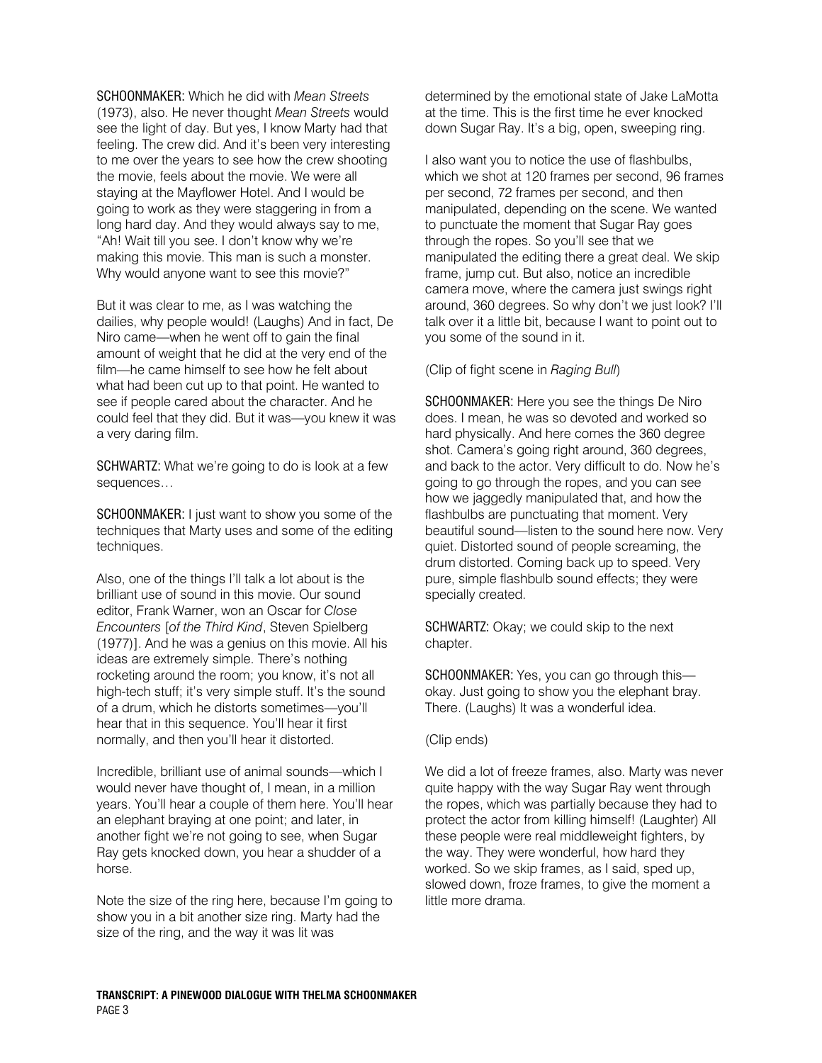**SCHOONMAKER:** Which he did with *Mean Streets* (1973), also. He never thought *Mean Streets* would see the light of day. But yes, I know Marty had that feeling. The crew did. And it's been very interesting to me over the years to see how the crew shooting the movie, feels about the movie. We were all staying at the Mayflower Hotel. And I would be going to work as they were staggering in from a long hard day. And they would always say to me, "Ah! Wait till you see. I don't know why we're making this movie. This man is such a monster. Why would anyone want to see this movie?"

But it was clear to me, as I was watching the dailies, why people would! (Laughs) And in fact, De Niro came—when he went off to gain the final amount of weight that he did at the very end of the film—he came himself to see how he felt about what had been cut up to that point. He wanted to see if people cared about the character. And he could feel that they did. But it was—you knew it was a very daring film.

**SCHWARTZ:** What we're going to do is look at a few sequences…

**SCHOONMAKER:** I just want to show you some of the techniques that Marty uses and some of the editing techniques.

Also, one of the things I'll talk a lot about is the brilliant use of sound in this movie. Our sound editor, Frank Warner, won an Oscar for *Close Encounters* [*of the Third Kind*, Steven Spielberg (1977)]. And he was a genius on this movie. All his ideas are extremely simple. There's nothing rocketing around the room; you know, it's not all high-tech stuff; it's very simple stuff. It's the sound of a drum, which he distorts sometimes—you'll hear that in this sequence. You'll hear it first normally, and then you'll hear it distorted.

Incredible, brilliant use of animal sounds—which I would never have thought of, I mean, in a million years. You'll hear a couple of them here. You'll hear an elephant braying at one point; and later, in another fight we're not going to see, when Sugar Ray gets knocked down, you hear a shudder of a horse.

Note the size of the ring here, because I'm going to show you in a bit another size ring. Marty had the size of the ring, and the way it was lit was determined by the emotional state of Jake LaMotta at the time. This is the first time he ever knocked down Sugar Ray. It's a big, open, sweeping ring.

I also want you to notice the use of flashbulbs, which we shot at 120 frames per second, 96 frames per second, 72 frames per second, and then manipulated, depending on the scene. We wanted to punctuate the moment that Sugar Ray goes through the ropes. So you'll see that we manipulated the editing there a great deal. We skip frame, jump cut. But also, notice an incredible camera move, where the camera just swings right around, 360 degrees. So why don't we just look? I'll talk over it a little bit, because I want to point out to you some of the sound in it.

(Clip of fight scene in *Raging Bull*)

**SCHOONMAKER:** Here you see the things De Niro does. I mean, he was so devoted and worked so hard physically. And here comes the 360 degree shot. Camera's going right around, 360 degrees, and back to the actor. Very difficult to do. Now he's going to go through the ropes, and you can see how we jaggedly manipulated that, and how the flashbulbs are punctuating that moment. Very beautiful sound—listen to the sound here now. Very quiet. Distorted sound of people screaming, the drum distorted. Coming back up to speed. Very pure, simple flashbulb sound effects; they were specially created.

**SCHWARTZ:** Okay; we could skip to the next chapter.

**SCHOONMAKER:** Yes, you can go through this—okay. Just going to show you the elephant bray. There. (Laughs) It was a wonderful idea.

(Clip ends)

We did a lot of freeze frames, also. Marty was never quite happy with the way Sugar Ray went through the ropes, which was partially because they had to protect the actor from killing himself! (Laughter) All these people were real middleweight fighters, by the way. They were wonderful, how hard they worked. So we skip frames, as I said, sped up, slowed down, froze frames, to give the moment a little more drama.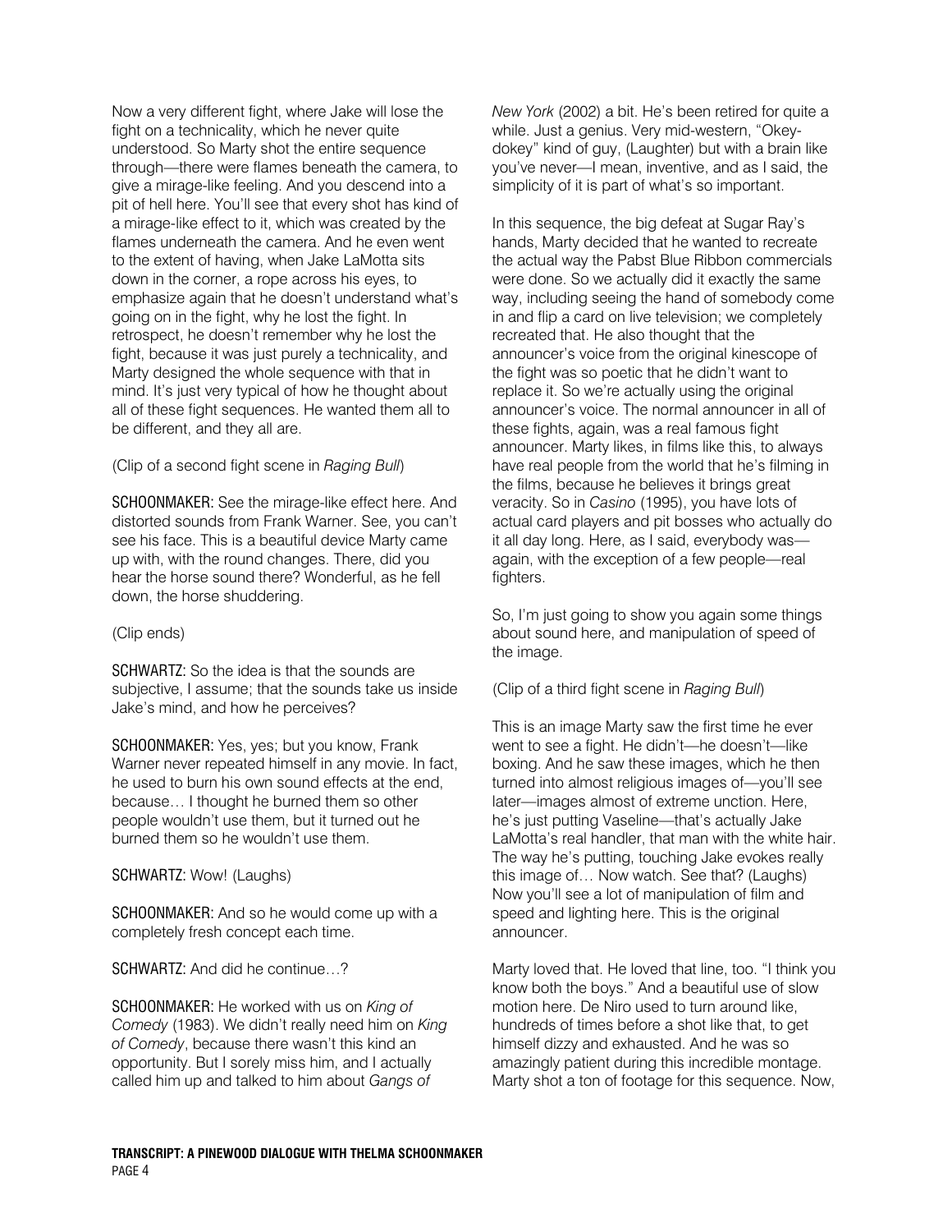Now a very different fight, where Jake will lose the fight on a technicality, which he never quite understood. So Marty shot the entire sequence through—there were flames beneath the camera, to give a mirage-like feeling. And you descend into a pit of hell here. You'll see that every shot has kind of a mirage-like effect to it, which was created by the flames underneath the camera. And he even went to the extent of having, when Jake LaMotta sits down in the corner, a rope across his eyes, to emphasize again that he doesn't understand what's going on in the fight, why he lost the fight. In retrospect, he doesn't remember why he lost the fight, because it was just purely a technicality, and Marty designed the whole sequence with that in mind. It's just very typical of how he thought about all of these fight sequences. He wanted them all to be different, and they all are.

(Clip of a second fight scene in *Raging Bull*)

SCHOONMAKER: See the mirage-like effect here. And distorted sounds from Frank Warner. See, you can't see his face. This is a beautiful device Marty came up with, with the round changes. There, did you hear the horse sound there? Wonderful, as he fell down, the horse shuddering.

(Clip ends)

SCHWARTZ: So the idea is that the sounds are subjective, I assume; that the sounds take us inside Jake's mind, and how he perceives?

SCHOONMAKER: Yes, yes; but you know, Frank Warner never repeated himself in any movie. In fact, he used to burn his own sound effects at the end, because… I thought he burned them so other people wouldn't use them, but it turned out he burned them so he wouldn't use them.

SCHWARTZ: Wow! (Laughs)

SCHOONMAKER: And so he would come up with a completely fresh concept each time.

SCHWARTZ: And did he continue…?

SCHOONMAKER: He worked with us on *King of Comedy* (1983). We didn't really need him on *King of Comedy*, because there wasn't this kind an opportunity. But I sorely miss him, and I actually called him up and talked to him about *Gangs of New York* (2002) a bit. He's been retired for quite a while. Just a genius. Very mid-western, "Okey-dokey" kind of guy, (Laughter) but with a brain like you've never—I mean, inventive, and as I said, the simplicity of it is part of what's so important.

In this sequence, the big defeat at Sugar Ray's hands, Marty decided that he wanted to recreate the actual way the Pabst Blue Ribbon commercials were done. So we actually did it exactly the same way, including seeing the hand of somebody come in and flip a card on live television; we completely recreated that. He also thought that the announcer's voice from the original kinescope of the fight was so poetic that he didn't want to replace it. So we're actually using the original announcer's voice. The normal announcer in all of these fights, again, was a real famous fight announcer. Marty likes, in films like this, to always have real people from the world that he's filming in the films, because he believes it brings great veracity. So in *Casino* (1995), you have lots of actual card players and pit bosses who actually do it all day long. Here, as I said, everybody was—again, with the exception of a few people—real fighters.

So, I'm just going to show you again some things about sound here, and manipulation of speed of the image.

(Clip of a third fight scene in *Raging Bull*)

This is an image Marty saw the first time he ever went to see a fight. He didn't—he doesn't—like boxing. And he saw these images, which he then turned into almost religious images of—you'll see later—images almost of extreme unction. Here, he's just putting Vaseline—that's actually Jake LaMotta's real handler, that man with the white hair. The way he's putting, touching Jake evokes really this image of… Now watch. See that? (Laughs) Now you'll see a lot of manipulation of film and speed and lighting here. This is the original announcer.

Marty loved that. He loved that line, too. "I think you know both the boys." And a beautiful use of slow motion here. De Niro used to turn around like, hundreds of times before a shot like that, to get himself dizzy and exhausted. And he was so amazingly patient during this incredible montage. Marty shot a ton of footage for this sequence. Now,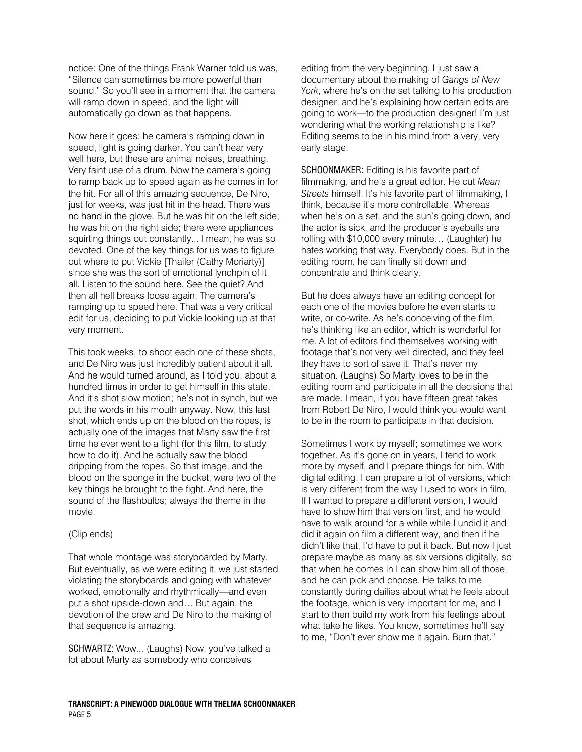notice: One of the things Frank Warner told us was, "Silence can sometimes be more powerful than sound." So you'll see in a moment that the camera will ramp down in speed, and the light will automatically go down as that happens.

Now here it goes: he camera's ramping down in speed, light is going darker. You can't hear very well here, but these are animal noises, breathing. Very faint use of a drum. Now the camera's going to ramp back up to speed again as he comes in for the hit. For all of this amazing sequence, De Niro, just for weeks, was just hit in the head. There was no hand in the glove. But he was hit on the left side; he was hit on the right side; there were appliances squirting things out constantly... I mean, he was so devoted. One of the key things for us was to figure out where to put Vickie [Thailer (Cathy Moriarty)] since she was the sort of emotional lynchpin of it all. Listen to the sound here. See the quiet? And then all hell breaks loose again. The camera's ramping up to speed here. That was a very critical edit for us, deciding to put Vickie looking up at that very moment.

This took weeks, to shoot each one of these shots, and De Niro was just incredibly patient about it all. And he would turned around, as I told you, about a hundred times in order to get himself in this state. And it's shot slow motion; he's not in synch, but we put the words in his mouth anyway. Now, this last shot, which ends up on the blood on the ropes, is actually one of the images that Marty saw the first time he ever went to a fight (for this film, to study how to do it). And he actually saw the blood dripping from the ropes. So that image, and the blood on the sponge in the bucket, were two of the key things he brought to the fight. And here, the sound of the flashbulbs; always the theme in the movie.

(Clip ends)

That whole montage was storyboarded by Marty. But eventually, as we were editing it, we just started violating the storyboards and going with whatever worked, emotionally and rhythmically—and even put a shot upside-down and… But again, the devotion of the crew and De Niro to the making of that sequence is amazing.

SCHWARTZ: Wow... (Laughs) Now, you've talked a lot about Marty as somebody who conceives editing from the very beginning. I just saw a documentary about the making of *Gangs of New York*, where he's on the set talking to his production designer, and he's explaining how certain edits are going to work—to the production designer! I'm just wondering what the working relationship is like? Editing seems to be in his mind from a very, very early stage.

SCHOONMAKER: Editing is his favorite part of filmmaking, and he's a great editor. He cut *Mean Streets* himself. It's his favorite part of filmmaking, I think, because it's more controllable. Whereas when he's on a set, and the sun's going down, and the actor is sick, and the producer's eyeballs are rolling with $10,000 every minute… (Laughter) he hates working that way. Everybody does. But in the editing room, he can finally sit down and concentrate and think clearly.

But he does always have an editing concept for each one of the movies before he even starts to write, or co-write. As he's conceiving of the film, he's thinking like an editor, which is wonderful for me. A lot of editors find themselves working with footage that's not very well directed, and they feel they have to sort of save it. That's never my situation. (Laughs) So Marty loves to be in the editing room and participate in all the decisions that are made. I mean, if you have fifteen great takes from Robert De Niro, I would think you would want to be in the room to participate in that decision.

Sometimes I work by myself; sometimes we work together. As it's gone on in years, I tend to work more by myself, and I prepare things for him. With digital editing, I can prepare a lot of versions, which is very different from the way I used to work in film. If I wanted to prepare a different version, I would have to show him that version first, and he would have to walk around for a while while I undid it and did it again on film a different way, and then if he didn't like that, I'd have to put it back. But now I just prepare maybe as many as six versions digitally, so that when he comes in I can show him all of those, and he can pick and choose. He talks to me constantly during dailies about what he feels about the footage, which is very important for me, and I start to then build my work from his feelings about what take he likes. You know, sometimes he'll say to me, "Don't ever show me it again. Burn that."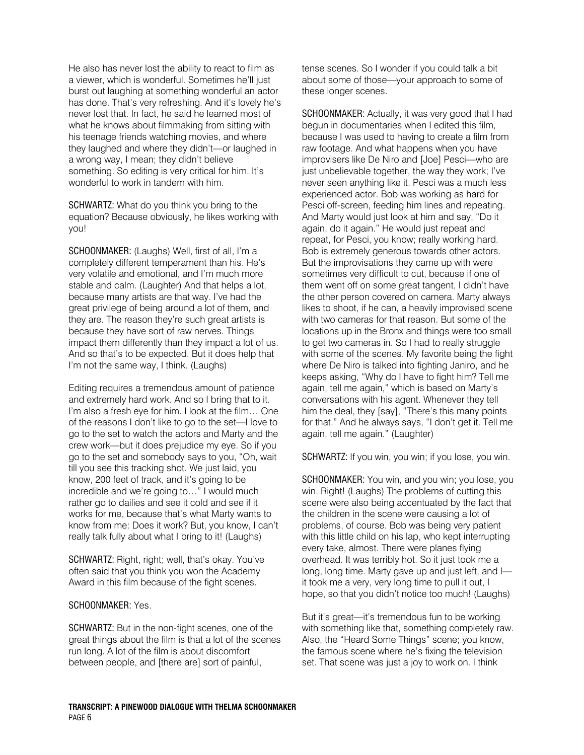He also has never lost the ability to react to film as a viewer, which is wonderful. Sometimes he'll just burst out laughing at something wonderful an actor has done. That's very refreshing. And it's lovely he's never lost that. In fact, he said he learned most of what he knows about filmmaking from sitting with his teenage friends watching movies, and where they laughed and where they didn't—or laughed in a wrong way, I mean; they didn't believe something. So editing is very critical for him. It's wonderful to work in tandem with him.

SCHWARTZ: What do you think you bring to the equation? Because obviously, he likes working with you!

SCHOONMAKER: (Laughs) Well, first of all, I'm a completely different temperament than his. He's very volatile and emotional, and I'm much more stable and calm. (Laughter) And that helps a lot, because many artists are that way. I've had the great privilege of being around a lot of them, and they are. The reason they're such great artists is because they have sort of raw nerves. Things impact them differently than they impact a lot of us. And so that's to be expected. But it does help that I'm not the same way, I think. (Laughs)

Editing requires a tremendous amount of patience and extremely hard work. And so I bring that to it. I'm also a fresh eye for him. I look at the film… One of the reasons I don't like to go to the set—I love to go to the set to watch the actors and Marty and the crew work—but it does prejudice my eye. So if you go to the set and somebody says to you, "Oh, wait till you see this tracking shot. We just laid, you know, 200 feet of track, and it's going to be incredible and we're going to…" I would much rather go to dailies and see it cold and see if it works for me, because that's what Marty wants to know from me: Does it work? But, you know, I can't really talk fully about what I bring to it! (Laughs)

SCHWARTZ: Right, right; well, that's okay. You've often said that you think you won the Academy Award in this film because of the fight scenes.

SCHOONMAKER: Yes.

SCHWARTZ: But in the non-fight scenes, one of the great things about the film is that a lot of the scenes run long. A lot of the film is about discomfort between people, and [there are] sort of painful, tense scenes. So I wonder if you could talk a bit about some of those—your approach to some of these longer scenes.

SCHOONMAKER: Actually, it was very good that I had begun in documentaries when I edited this film, because I was used to having to create a film from raw footage. And what happens when you have improvisers like De Niro and [Joe] Pesci—who are just unbelievable together, the way they work; I've never seen anything like it. Pesci was a much less experienced actor. Bob was working as hard for Pesci off-screen, feeding him lines and repeating. And Marty would just look at him and say, "Do it again, do it again." He would just repeat and repeat, for Pesci, you know; really working hard. Bob is extremely generous towards other actors. But the improvisations they came up with were sometimes very difficult to cut, because if one of them went off on some great tangent, I didn't have the other person covered on camera. Marty always likes to shoot, if he can, a heavily improvised scene with two cameras for that reason. But some of the locations up in the Bronx and things were too small to get two cameras in. So I had to really struggle with some of the scenes. My favorite being the fight where De Niro is talked into fighting Janiro, and he keeps asking, "Why do I have to fight him? Tell me again, tell me again," which is based on Marty's conversations with his agent. Whenever they tell him the deal, they [say], "There's this many points for that." And he always says, "I don't get it. Tell me again, tell me again." (Laughter)

SCHWARTZ: If you win, you win; if you lose, you win.

SCHOONMAKER: You win, and you win; you lose, you win. Right! (Laughs) The problems of cutting this scene were also being accentuated by the fact that the children in the scene were causing a lot of problems, of course. Bob was being very patient with this little child on his lap, who kept interrupting every take, almost. There were planes flying overhead. It was terribly hot. So it just took me a long, long time. Marty gave up and just left, and I—it took me a very, very long time to pull it out, I hope, so that you didn't notice too much! (Laughs)

But it's great—it's tremendous fun to be working with something like that, something completely raw. Also, the "Heard Some Things" scene; you know, the famous scene where he's fixing the television set. That scene was just a joy to work on. I think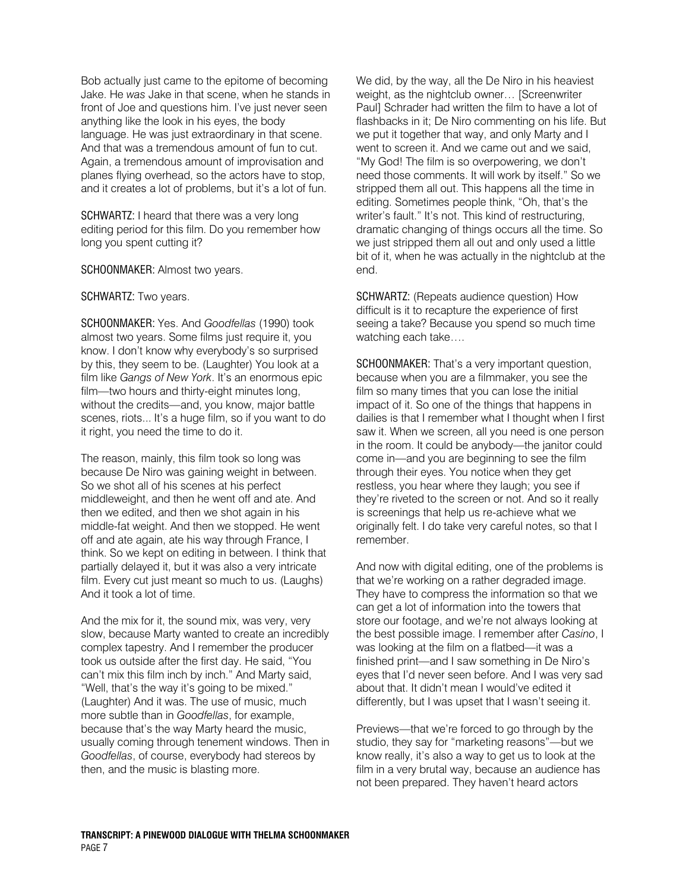Bob actually just came to the epitome of becoming Jake. He *was* Jake in that scene, when he stands in front of Joe and questions him. I've just never seen anything like the look in his eyes, the body language. He was just extraordinary in that scene. And that was a tremendous amount of fun to cut. Again, a tremendous amount of improvisation and planes flying overhead, so the actors have to stop, and it creates a lot of problems, but it's a lot of fun.

SCHWARTZ: I heard that there was a very long editing period for this film. Do you remember how long you spent cutting it?

SCHOONMAKER: Almost two years.

SCHWARTZ: Two years.

SCHOONMAKER: Yes. And *Goodfellas* (1990) took almost two years. Some films just require it, you know. I don't know why everybody's so surprised by this, they seem to be. (Laughter) You look at a film like *Gangs of New York*. It's an enormous epic film—two hours and thirty-eight minutes long, without the credits—and, you know, major battle scenes, riots... It's a huge film, so if you want to do it right, you need the time to do it.

The reason, mainly, this film took so long was because De Niro was gaining weight in between. So we shot all of his scenes at his perfect middleweight, and then he went off and ate. And then we edited, and then we shot again in his middle-fat weight. And then we stopped. He went off and ate again, ate his way through France, I think. So we kept on editing in between. I think that partially delayed it, but it was also a very intricate film. Every cut just meant so much to us. (Laughs) And it took a lot of time.

And the mix for it, the sound mix, was very, very slow, because Marty wanted to create an incredibly complex tapestry. And I remember the producer took us outside after the first day. He said, "You can't mix this film inch by inch." And Marty said, "Well, that's the way it's going to be mixed." (Laughter) And it was. The use of music, much more subtle than in *Goodfellas*, for example, because that's the way Marty heard the music, usually coming through tenement windows. Then in *Goodfellas*, of course, everybody had stereos by then, and the music is blasting more.

We did, by the way, all the De Niro in his heaviest weight, as the nightclub owner… [Screenwriter Paul] Schrader had written the film to have a lot of flashbacks in it; De Niro commenting on his life. But we put it together that way, and only Marty and I went to screen it. And we came out and we said, "My God! The film is so overpowering, we don't need those comments. It will work by itself." So we stripped them all out. This happens all the time in editing. Sometimes people think, "Oh, that's the writer's fault." It's not. This kind of restructuring, dramatic changing of things occurs all the time. So we just stripped them all out and only used a little bit of it, when he was actually in the nightclub at the end.

SCHWARTZ: (Repeats audience question) How difficult is it to recapture the experience of first seeing a take? Because you spend so much time watching each take….

SCHOONMAKER: That's a very important question, because when you are a filmmaker, you see the film so many times that you can lose the initial impact of it. So one of the things that happens in dailies is that I remember what I thought when I first saw it. When we screen, all you need is one person in the room. It could be anybody—the janitor could come in—and you are beginning to see the film through their eyes. You notice when they get restless, you hear where they laugh; you see if they're riveted to the screen or not. And so it really is screenings that help us re-achieve what we originally felt. I do take very careful notes, so that I remember.

And now with digital editing, one of the problems is that we're working on a rather degraded image. They have to compress the information so that we can get a lot of information into the towers that store our footage, and we're not always looking at the best possible image. I remember after *Casino*, I was looking at the film on a flatbed—it was a finished print—and I saw something in De Niro's eyes that I'd never seen before. And I was very sad about that. It didn't mean I would've edited it differently, but I was upset that I wasn't seeing it.

Previews—that we're forced to go through by the studio, they say for "marketing reasons"—but we know really, it's also a way to get us to look at the film in a very brutal way, because an audience has not been prepared. They haven't heard actors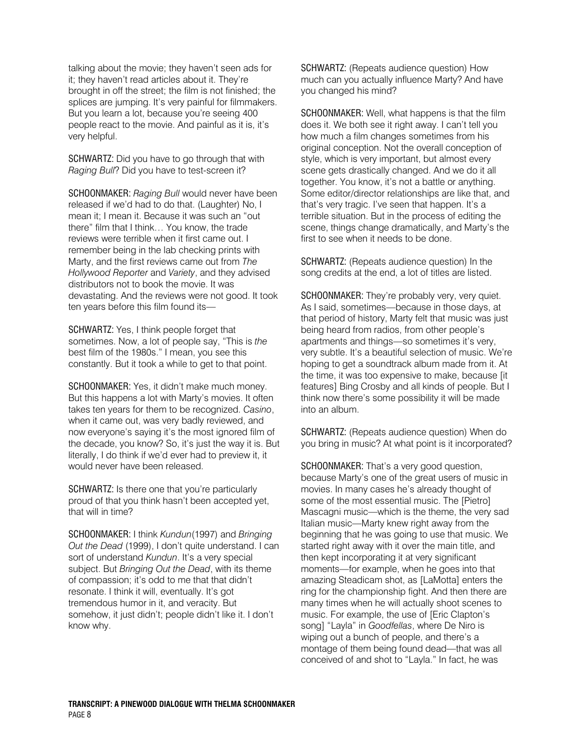talking about the movie; they haven't seen ads for it; they haven't read articles about it. They're brought in off the street; the film is not finished; the splices are jumping. It's very painful for filmmakers. But you learn a lot, because you're seeing 400 people react to the movie. And painful as it is, it's very helpful.

**SCHWARTZ:** Did you have to go through that with *Raging Bull*? Did you have to test-screen it?

**SCHOONMAKER:** *Raging Bull* would never have been released if we'd had to do that. (Laughter) No, I mean it; I mean it. Because it was such an "out there" film that I think… You know, the trade reviews were terrible when it first came out. I remember being in the lab checking prints with Marty, and the first reviews came out from *The Hollywood Reporter* and *Variety*, and they advised distributors not to book the movie. It was devastating. And the reviews were not good. It took ten years before this film found its—

**SCHWARTZ:** Yes, I think people forget that sometimes. Now, a lot of people say, "This is *the* best film of the 1980s." I mean, you see this constantly. But it took a while to get to that point.

**SCHOONMAKER:** Yes, it didn't make much money. But this happens a lot with Marty's movies. It often takes ten years for them to be recognized. *Casino*, when it came out, was very badly reviewed, and now everyone's saying it's the most ignored film of the decade, you know? So, it's just the way it is. But literally, I do think if we'd ever had to preview it, it would never have been released.

**SCHWARTZ:** Is there one that you're particularly proud of that you think hasn't been accepted yet, that will in time?

**SCHOONMAKER:** I think *Kundun*(1997) and *Bringing Out the Dead* (1999), I don't quite understand. I can sort of understand *Kundun*. It's a very special subject. But *Bringing Out the Dead*, with its theme of compassion; it's odd to me that that didn't resonate. I think it will, eventually. It's got tremendous humor in it, and veracity. But somehow, it just didn't; people didn't like it. I don't know why.

**SCHWARTZ:** (Repeats audience question) How much can you actually influence Marty? And have you changed his mind?

**SCHOONMAKER:** Well, what happens is that the film does it. We both see it right away. I can't tell you how much a film changes sometimes from his original conception. Not the overall conception of style, which is very important, but almost every scene gets drastically changed. And we do it all together. You know, it's not a battle or anything. Some editor/director relationships are like that, and that's very tragic. I've seen that happen. It's a terrible situation. But in the process of editing the scene, things change dramatically, and Marty's the first to see when it needs to be done.

**SCHWARTZ:** (Repeats audience question) In the song credits at the end, a lot of titles are listed.

**SCHOONMAKER:** They're probably very, very quiet. As I said, sometimes—because in those days, at that period of history, Marty felt that music was just being heard from radios, from other people's apartments and things—so sometimes it's very, very subtle. It's a beautiful selection of music. We're hoping to get a soundtrack album made from it. At the time, it was too expensive to make, because [it features] Bing Crosby and all kinds of people. But I think now there's some possibility it will be made into an album.

**SCHWARTZ:** (Repeats audience question) When do you bring in music? At what point is it incorporated?

**SCHOONMAKER:** That's a very good question, because Marty's one of the great users of music in movies. In many cases he's already thought of some of the most essential music. The [Pietro] Mascagni music—which is the theme, the very sad Italian music—Marty knew right away from the beginning that he was going to use that music. We started right away with it over the main title, and then kept incorporating it at very significant moments—for example, when he goes into that amazing Steadicam shot, as [LaMotta] enters the ring for the championship fight. And then there are many times when he will actually shoot scenes to music. For example, the use of [Eric Clapton's song] "Layla" in *Goodfellas*, where De Niro is wiping out a bunch of people, and there's a montage of them being found dead—that was all conceived of and shot to "Layla." In fact, he was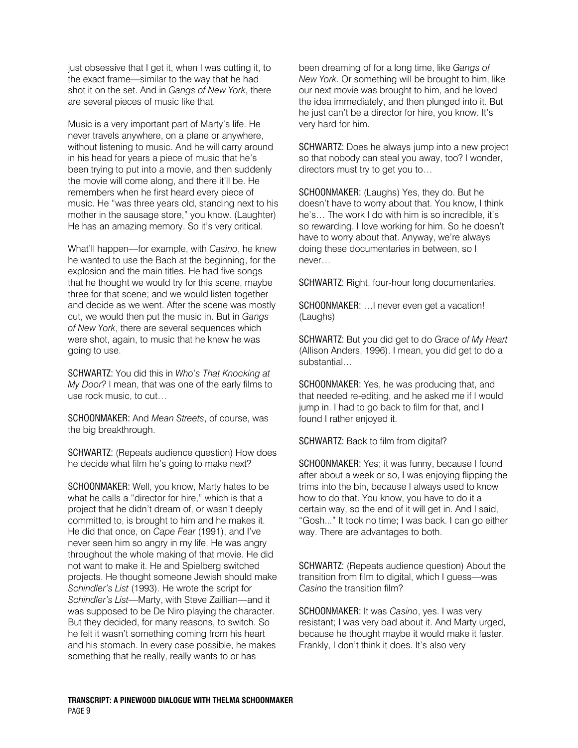just obsessive that I get it, when I was cutting it, to the exact frame—similar to the way that he had shot it on the set. And in *Gangs of New York*, there are several pieces of music like that.

Music is a very important part of Marty's life. He never travels anywhere, on a plane or anywhere, without listening to music. And he will carry around in his head for years a piece of music that he's been trying to put into a movie, and then suddenly the movie will come along, and there it'll be. He remembers when he first heard every piece of music. He "was three years old, standing next to his mother in the sausage store," you know. (Laughter) He has an amazing memory. So it's very critical.

What'll happen—for example, with *Casino*, he knew he wanted to use the Bach at the beginning, for the explosion and the main titles. He had five songs that he thought we would try for this scene, maybe three for that scene; and we would listen together and decide as we went. After the scene was mostly cut, we would then put the music in. But in *Gangs of New York*, there are several sequences which were shot, again, to music that he knew he was going to use.

SCHWARTZ: You did this in *Who's That Knocking at My Door?* I mean, that was one of the early films to use rock music, to cut…

SCHOONMAKER: And *Mean Streets*, of course, was the big breakthrough.

SCHWARTZ: (Repeats audience question) How does he decide what film he's going to make next?

SCHOONMAKER: Well, you know, Marty hates to be what he calls a "director for hire," which is that a project that he didn't dream of, or wasn't deeply committed to, is brought to him and he makes it. He did that once, on *Cape Fear* (1991), and I've never seen him so angry in my life. He was angry throughout the whole making of that movie. He did not want to make it. He and Spielberg switched projects. He thought someone Jewish should make *Schindler's List* (1993). He wrote the script for *Schindler's List*—Marty, with Steve Zaillian—and it was supposed to be De Niro playing the character. But they decided, for many reasons, to switch. So he felt it wasn't something coming from his heart and his stomach. In every case possible, he makes something that he really, really wants to or has been dreaming of for a long time, like *Gangs of New York*. Or something will be brought to him, like our next movie was brought to him, and he loved the idea immediately, and then plunged into it. But he just can't be a director for hire, you know. It's very hard for him.

SCHWARTZ: Does he always jump into a new project so that nobody can steal you away, too? I wonder, directors must try to get you to…

SCHOONMAKER: (Laughs) Yes, they do. But he doesn't have to worry about that. You know, I think he's… The work I do with him is so incredible, it's so rewarding. I love working for him. So he doesn't have to worry about that. Anyway, we're always doing these documentaries in between, so I never…

SCHWARTZ: Right, four-hour long documentaries.

SCHOONMAKER: …I never even get a vacation! (Laughs)

SCHWARTZ: But you did get to do *Grace of My Heart* (Allison Anders, 1996). I mean, you did get to do a substantial…

SCHOONMAKER: Yes, he was producing that, and that needed re-editing, and he asked me if I would jump in. I had to go back to film for that, and I found I rather enjoyed it.

SCHWARTZ: Back to film from digital?

SCHOONMAKER: Yes; it was funny, because I found after about a week or so, I was enjoying flipping the trims into the bin, because I always used to know how to do that. You know, you have to do it a certain way, so the end of it will get in. And I said, "Gosh..." It took no time; I was back. I can go either way. There are advantages to both.

SCHWARTZ: (Repeats audience question) About the transition from film to digital, which I guess—was *Casino* the transition film?

SCHOONMAKER: It was *Casino*, yes. I was very resistant; I was very bad about it. And Marty urged, because he thought maybe it would make it faster. Frankly, I don't think it does. It's also very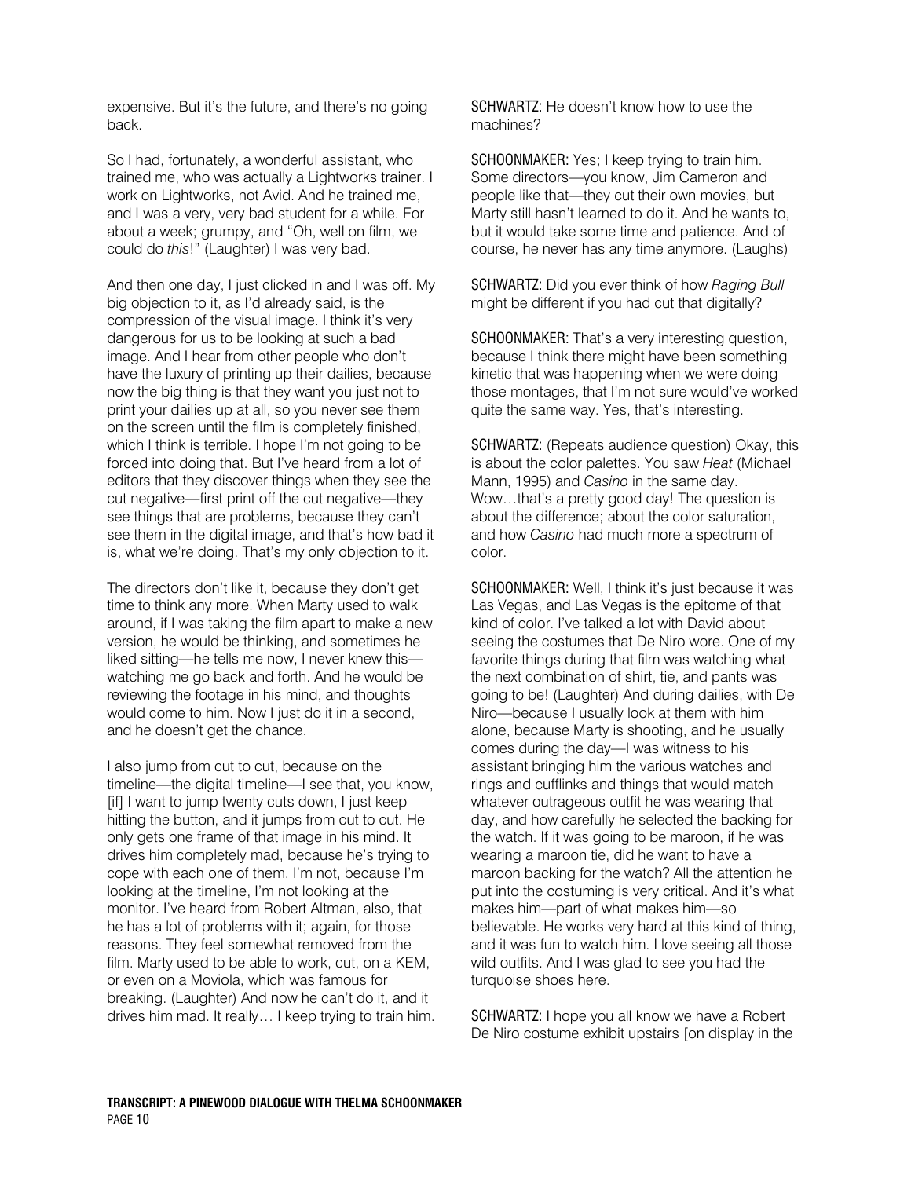expensive. But it's the future, and there's no going back.

So I had, fortunately, a wonderful assistant, who trained me, who was actually a Lightworks trainer. I work on Lightworks, not Avid. And he trained me, and I was a very, very bad student for a while. For about a week; grumpy, and "Oh, well on film, we could do *this*!" (Laughter) I was very bad.

And then one day, I just clicked in and I was off. My big objection to it, as I'd already said, is the compression of the visual image. I think it's very dangerous for us to be looking at such a bad image. And I hear from other people who don't have the luxury of printing up their dailies, because now the big thing is that they want you just not to print your dailies up at all, so you never see them on the screen until the film is completely finished, which I think is terrible. I hope I'm not going to be forced into doing that. But I've heard from a lot of editors that they discover things when they see the cut negative—first print off the cut negative—they see things that are problems, because they can't see them in the digital image, and that's how bad it is, what we're doing. That's my only objection to it.

The directors don't like it, because they don't get time to think any more. When Marty used to walk around, if I was taking the film apart to make a new version, he would be thinking, and sometimes he liked sitting—he tells me now, I never knew this—watching me go back and forth. And he would be reviewing the footage in his mind, and thoughts would come to him. Now I just do it in a second, and he doesn't get the chance.

I also jump from cut to cut, because on the timeline—the digital timeline—I see that, you know, [if] I want to jump twenty cuts down, I just keep hitting the button, and it jumps from cut to cut. He only gets one frame of that image in his mind. It drives him completely mad, because he's trying to cope with each one of them. I'm not, because I'm looking at the timeline, I'm not looking at the monitor. I've heard from Robert Altman, also, that he has a lot of problems with it; again, for those reasons. They feel somewhat removed from the film. Marty used to be able to work, cut, on a KEM, or even on a Moviola, which was famous for breaking. (Laughter) And now he can't do it, and it drives him mad. It really… I keep trying to train him.

SCHWARTZ: He doesn't know how to use the machines?

SCHOONMAKER: Yes; I keep trying to train him. Some directors—you know, Jim Cameron and people like that—they cut their own movies, but Marty still hasn't learned to do it. And he wants to, but it would take some time and patience. And of course, he never has any time anymore. (Laughs)

SCHWARTZ: Did you ever think of how *Raging Bull* might be different if you had cut that digitally?

SCHOONMAKER: That's a very interesting question, because I think there might have been something kinetic that was happening when we were doing those montages, that I'm not sure would've worked quite the same way. Yes, that's interesting.

SCHWARTZ: (Repeats audience question) Okay, this is about the color palettes. You saw *Heat* (Michael Mann, 1995) and *Casino* in the same day. Wow…that's a pretty good day! The question is about the difference; about the color saturation, and how *Casino* had much more a spectrum of color.

SCHOONMAKER: Well, I think it's just because it was Las Vegas, and Las Vegas is the epitome of that kind of color. I've talked a lot with David about seeing the costumes that De Niro wore. One of my favorite things during that film was watching what the next combination of shirt, tie, and pants was going to be! (Laughter) And during dailies, with De Niro—because I usually look at them with him alone, because Marty is shooting, and he usually comes during the day—I was witness to his assistant bringing him the various watches and rings and cufflinks and things that would match whatever outrageous outfit he was wearing that day, and how carefully he selected the backing for the watch. If it was going to be maroon, if he was wearing a maroon tie, did he want to have a maroon backing for the watch? All the attention he put into the costuming is very critical. And it's what makes him—part of what makes him—so believable. He works very hard at this kind of thing, and it was fun to watch him. I love seeing all those wild outfits. And I was glad to see you had the turquoise shoes here.

SCHWARTZ: I hope you all know we have a Robert De Niro costume exhibit upstairs [on display in the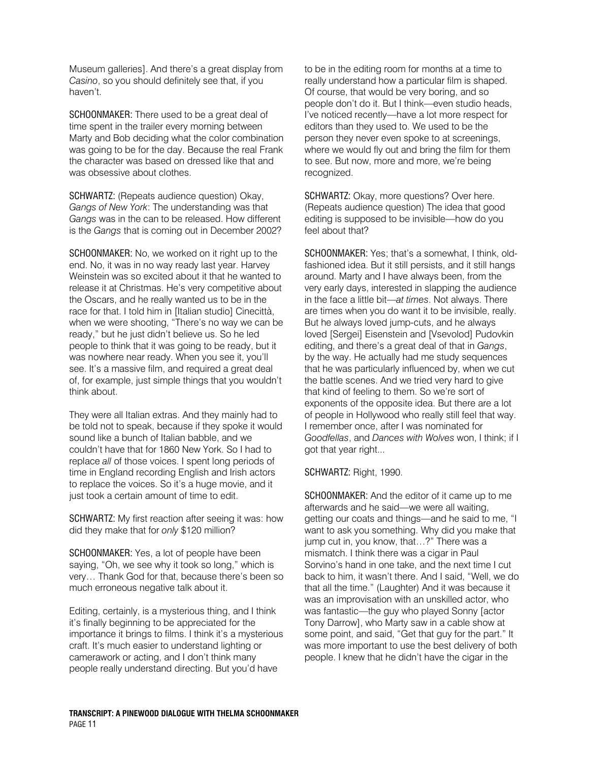Museum galleries]. And there's a great display from *Casino*, so you should definitely see that, if you haven't.

**SCHOONMAKER:** There used to be a great deal of time spent in the trailer every morning between Marty and Bob deciding what the color combination was going to be for the day. Because the real Frank the character was based on dressed like that and was obsessive about clothes.

**SCHWARTZ:** (Repeats audience question) Okay, *Gangs of New York*: The understanding was that *Gangs* was in the can to be released. How different is the *Gangs* that is coming out in December 2002?

**SCHOONMAKER:** No, we worked on it right up to the end. No, it was in no way ready last year. Harvey Weinstein was so excited about it that he wanted to release it at Christmas. He's very competitive about the Oscars, and he really wanted us to be in the race for that. I told him in [Italian studio] Cinecittà, when we were shooting, "There's no way we can be ready," but he just didn't believe us. So he led people to think that it was going to be ready, but it was nowhere near ready. When you see it, you'll see. It's a massive film, and required a great deal of, for example, just simple things that you wouldn't think about.

They were all Italian extras. And they mainly had to be told not to speak, because if they spoke it would sound like a bunch of Italian babble, and we couldn't have that for 1860 New York. So I had to replace *all* of those voices. I spent long periods of time in England recording English and Irish actors to replace the voices. So it's a huge movie, and it just took a certain amount of time to edit.

**SCHWARTZ:** My first reaction after seeing it was: how did they make that for *only* $120 million?

**SCHOONMAKER:** Yes, a lot of people have been saying, "Oh, we see why it took so long," which is very… Thank God for that, because there's been so much erroneous negative talk about it.

Editing, certainly, is a mysterious thing, and I think it's finally beginning to be appreciated for the importance it brings to films. I think it's a mysterious craft. It's much easier to understand lighting or camerawork or acting, and I don't think many people really understand directing. But you'd have to be in the editing room for months at a time to really understand how a particular film is shaped. Of course, that would be very boring, and so people don't do it. But I think—even studio heads, I've noticed recently—have a lot more respect for editors than they used to. We used to be the person they never even spoke to at screenings, where we would fly out and bring the film for them to see. But now, more and more, we're being recognized.

**SCHWARTZ:** Okay, more questions? Over here. (Repeats audience question) The idea that good editing is supposed to be invisible—how do you feel about that?

**SCHOONMAKER:** Yes; that's a somewhat, I think, old-fashioned idea. But it still persists, and it still hangs around. Marty and I have always been, from the very early days, interested in slapping the audience in the face a little bit—*at times*. Not always. There are times when you do want it to be invisible, really. But he always loved jump-cuts, and he always loved [Sergei] Eisenstein and [Vsevolod] Pudovkin editing, and there's a great deal of that in *Gangs*, by the way. He actually had me study sequences that he was particularly influenced by, when we cut the battle scenes. And we tried very hard to give that kind of feeling to them. So we're sort of exponents of the opposite idea. But there are a lot of people in Hollywood who really still feel that way. I remember once, after I was nominated for *Goodfellas*, and *Dances with Wolves* won, I think; if I got that year right...

**SCHWARTZ:** Right, 1990.

**SCHOONMAKER:** And the editor of it came up to me afterwards and he said—we were all waiting, getting our coats and things—and he said to me, "I want to ask you something. Why did you make that jump cut in, you know, that…?" There was a mismatch. I think there was a cigar in Paul Sorvino's hand in one take, and the next time I cut back to him, it wasn't there. And I said, "Well, we do that all the time." (Laughter) And it was because it was an improvisation with an unskilled actor, who was fantastic—the guy who played Sonny [actor Tony Darrow], who Marty saw in a cable show at some point, and said, "Get that guy for the part." It was more important to use the best delivery of both people. I knew that he didn't have the cigar in the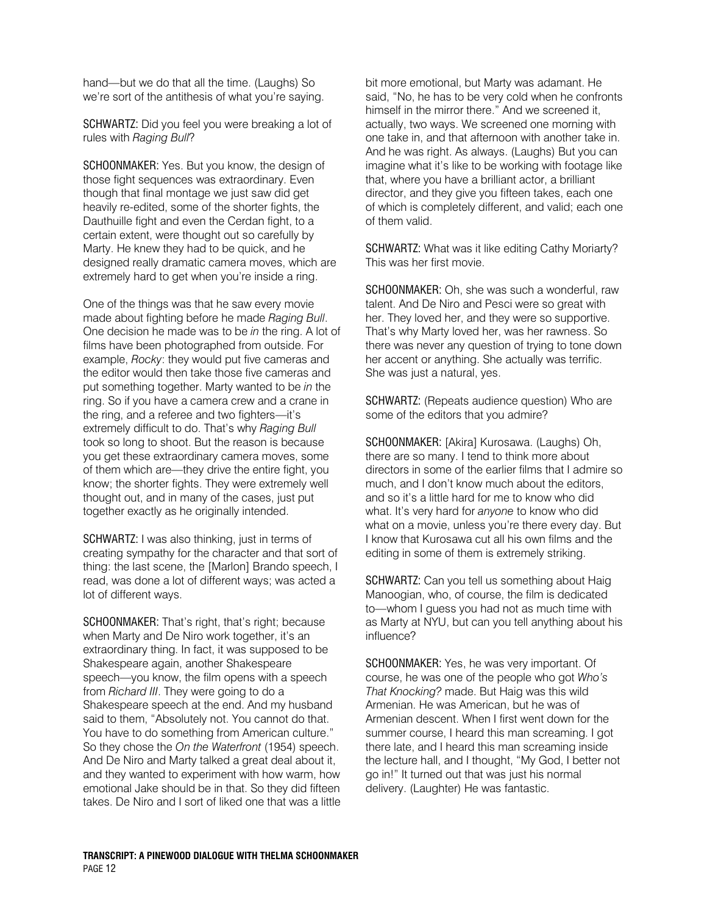hand—but we do that all the time. (Laughs) So we're sort of the antithesis of what you're saying.

SCHWARTZ: Did you feel you were breaking a lot of rules with *Raging Bull*?

SCHOONMAKER: Yes. But you know, the design of those fight sequences was extraordinary. Even though that final montage we just saw did get heavily re-edited, some of the shorter fights, the Dauthuille fight and even the Cerdan fight, to a certain extent, were thought out so carefully by Marty. He knew they had to be quick, and he designed really dramatic camera moves, which are extremely hard to get when you're inside a ring.

One of the things was that he saw every movie made about fighting before he made *Raging Bull*. One decision he made was to be *in* the ring. A lot of films have been photographed from outside. For example, *Rocky*: they would put five cameras and the editor would then take those five cameras and put something together. Marty wanted to be *in* the ring. So if you have a camera crew and a crane in the ring, and a referee and two fighters—it's extremely difficult to do. That's why *Raging Bull* took so long to shoot. But the reason is because you get these extraordinary camera moves, some of them which are—they drive the entire fight, you know; the shorter fights. They were extremely well thought out, and in many of the cases, just put together exactly as he originally intended.

SCHWARTZ: I was also thinking, just in terms of creating sympathy for the character and that sort of thing: the last scene, the [Marlon] Brando speech, I read, was done a lot of different ways; was acted a lot of different ways.

SCHOONMAKER: That's right, that's right; because when Marty and De Niro work together, it's an extraordinary thing. In fact, it was supposed to be Shakespeare again, another Shakespeare speech—you know, the film opens with a speech from *Richard III*. They were going to do a Shakespeare speech at the end. And my husband said to them, "Absolutely not. You cannot do that. You have to do something from American culture." So they chose the *On the Waterfront* (1954) speech. And De Niro and Marty talked a great deal about it, and they wanted to experiment with how warm, how emotional Jake should be in that. So they did fifteen takes. De Niro and I sort of liked one that was a little bit more emotional, but Marty was adamant. He said, "No, he has to be very cold when he confronts himself in the mirror there." And we screened it, actually, two ways. We screened one morning with one take in, and that afternoon with another take in. And he was right. As always. (Laughs) But you can imagine what it's like to be working with footage like that, where you have a brilliant actor, a brilliant director, and they give you fifteen takes, each one of which is completely different, and valid; each one of them valid.

SCHWARTZ: What was it like editing Cathy Moriarty? This was her first movie.

SCHOONMAKER: Oh, she was such a wonderful, raw talent. And De Niro and Pesci were so great with her. They loved her, and they were so supportive. That's why Marty loved her, was her rawness. So there was never any question of trying to tone down her accent or anything. She actually was terrific. She was just a natural, yes.

SCHWARTZ: (Repeats audience question) Who are some of the editors that you admire?

SCHOONMAKER: [Akira] Kurosawa. (Laughs) Oh, there are so many. I tend to think more about directors in some of the earlier films that I admire so much, and I don't know much about the editors, and so it's a little hard for me to know who did what. It's very hard for *anyone* to know who did what on a movie, unless you're there every day. But I know that Kurosawa cut all his own films and the editing in some of them is extremely striking.

SCHWARTZ: Can you tell us something about Haig Manoogian, who, of course, the film is dedicated to—whom I guess you had not as much time with as Marty at NYU, but can you tell anything about his influence?

SCHOONMAKER: Yes, he was very important. Of course, he was one of the people who got *Who's That Knocking?* made. But Haig was this wild Armenian. He was American, but he was of Armenian descent. When I first went down for the summer course, I heard this man screaming. I got there late, and I heard this man screaming inside the lecture hall, and I thought, "My God, I better not go in!" It turned out that was just his normal delivery. (Laughter) He was fantastic.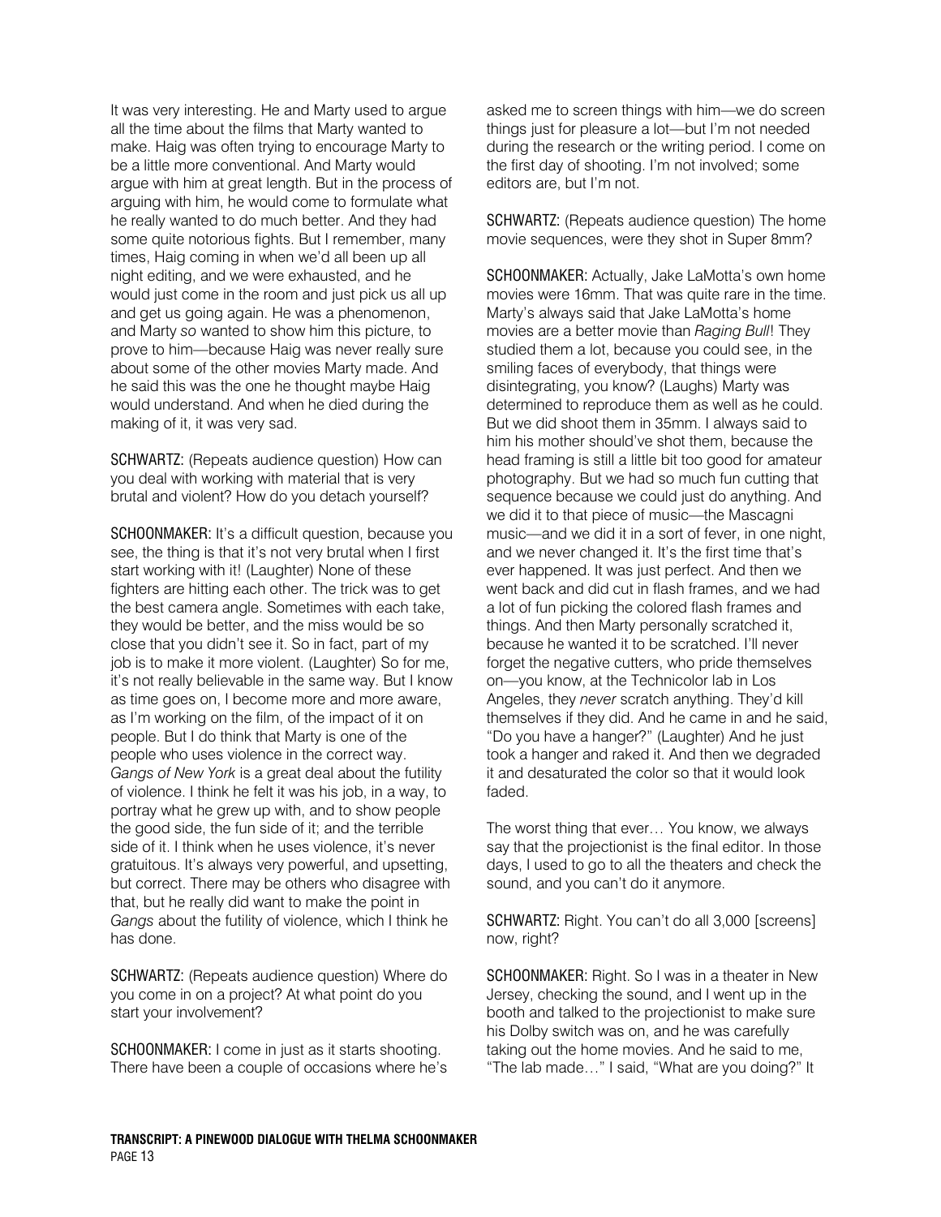It was very interesting. He and Marty used to argue all the time about the films that Marty wanted to make. Haig was often trying to encourage Marty to be a little more conventional. And Marty would argue with him at great length. But in the process of arguing with him, he would come to formulate what he really wanted to do much better. And they had some quite notorious fights. But I remember, many times, Haig coming in when we'd all been up all night editing, and we were exhausted, and he would just come in the room and just pick us all up and get us going again. He was a phenomenon, and Marty *so* wanted to show him this picture, to prove to him—because Haig was never really sure about some of the other movies Marty made. And he said this was the one he thought maybe Haig would understand. And when he died during the making of it, it was very sad.

SCHWARTZ: (Repeats audience question) How can you deal with working with material that is very brutal and violent? How do you detach yourself?

SCHOONMAKER: It's a difficult question, because you see, the thing is that it's not very brutal when I first start working with it! (Laughter) None of these fighters are hitting each other. The trick was to get the best camera angle. Sometimes with each take, they would be better, and the miss would be so close that you didn't see it. So in fact, part of my job is to make it more violent. (Laughter) So for me, it's not really believable in the same way. But I know as time goes on, I become more and more aware, as I'm working on the film, of the impact of it on people. But I do think that Marty is one of the people who uses violence in the correct way. *Gangs of New York* is a great deal about the futility of violence. I think he felt it was his job, in a way, to portray what he grew up with, and to show people the good side, the fun side of it; and the terrible side of it. I think when he uses violence, it's never gratuitous. It's always very powerful, and upsetting, but correct. There may be others who disagree with that, but he really did want to make the point in *Gangs* about the futility of violence, which I think he has done.

SCHWARTZ: (Repeats audience question) Where do you come in on a project? At what point do you start your involvement?

SCHOONMAKER: I come in just as it starts shooting. There have been a couple of occasions where he's asked me to screen things with him—we do screen things just for pleasure a lot—but I'm not needed during the research or the writing period. I come on the first day of shooting. I'm not involved; some editors are, but I'm not.

SCHWARTZ: (Repeats audience question) The home movie sequences, were they shot in Super 8mm?

SCHOONMAKER: Actually, Jake LaMotta's own home movies were 16mm. That was quite rare in the time. Marty's always said that Jake LaMotta's home movies are a better movie than *Raging Bull*! They studied them a lot, because you could see, in the smiling faces of everybody, that things were disintegrating, you know? (Laughs) Marty was determined to reproduce them as well as he could. But we did shoot them in 35mm. I always said to him his mother should've shot them, because the head framing is still a little bit too good for amateur photography. But we had so much fun cutting that sequence because we could just do anything. And we did it to that piece of music—the Mascagni music—and we did it in a sort of fever, in one night, and we never changed it. It's the first time that's ever happened. It was just perfect. And then we went back and did cut in flash frames, and we had a lot of fun picking the colored flash frames and things. And then Marty personally scratched it, because he wanted it to be scratched. I'll never forget the negative cutters, who pride themselves on—you know, at the Technicolor lab in Los Angeles, they *never* scratch anything. They'd kill themselves if they did. And he came in and he said, "Do you have a hanger?" (Laughter) And he just took a hanger and raked it. And then we degraded it and desaturated the color so that it would look faded.

The worst thing that ever… You know, we always say that the projectionist is the final editor. In those days, I used to go to all the theaters and check the sound, and you can't do it anymore.

SCHWARTZ: Right. You can't do all 3,000 [screens] now, right?

SCHOONMAKER: Right. So I was in a theater in New Jersey, checking the sound, and I went up in the booth and talked to the projectionist to make sure his Dolby switch was on, and he was carefully taking out the home movies. And he said to me, "The lab made…" I said, "What are you doing?" It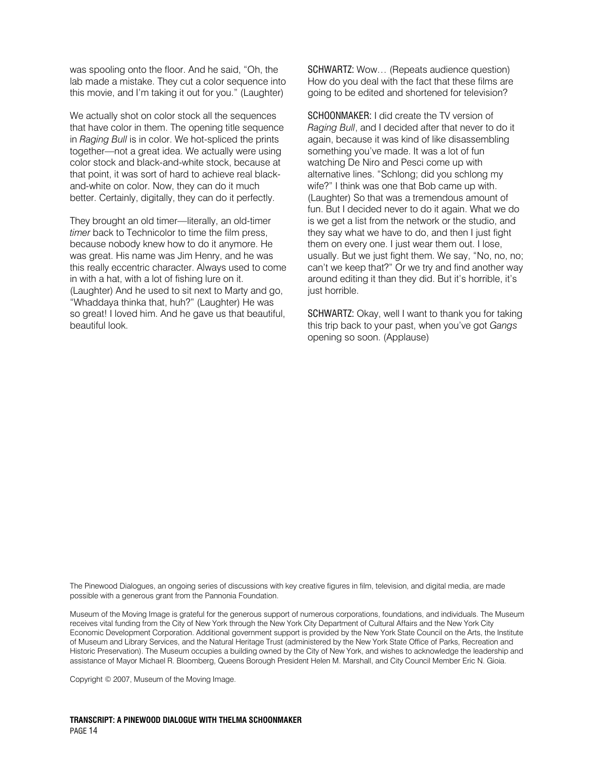was spooling onto the floor. And he said, "Oh, the lab made a mistake. They cut a color sequence into this movie, and I'm taking it out for you." (Laughter)

We actually shot on color stock all the sequences that have color in them. The opening title sequence in *Raging Bull* is in color. We hot-spliced the prints together—not a great idea. We actually were using color stock and black-and-white stock, because at that point, it was sort of hard to achieve real black-and-white on color. Now, they can do it much better. Certainly, digitally, they can do it perfectly.

They brought an old timer—literally, an old-timer *timer* back to Technicolor to time the film press, because nobody knew how to do it anymore. He was great. His name was Jim Henry, and he was this really eccentric character. Always used to come in with a hat, with a lot of fishing lure on it. (Laughter) And he used to sit next to Marty and go, "Whaddaya thinka that, huh?" (Laughter) He was so great! I loved him. And he gave us that beautiful, beautiful look.

SCHWARTZ: Wow… (Repeats audience question) How do you deal with the fact that these films are going to be edited and shortened for television?

SCHOONMAKER: I did create the TV version of *Raging Bull*, and I decided after that never to do it again, because it was kind of like disassembling something you've made. It was a lot of fun watching De Niro and Pesci come up with alternative lines. "Schlong; did you schlong my wife?" I think was one that Bob came up with. (Laughter) So that was a tremendous amount of fun. But I decided never to do it again. What we do is we get a list from the network or the studio, and they say what we have to do, and then I just fight them on every one. I just wear them out. I lose, usually. But we just fight them. We say, "No, no, no; can't we keep that?" Or we try and find another way around editing it than they did. But it's horrible, it's just horrible.

SCHWARTZ: Okay, well I want to thank you for taking this trip back to your past, when you've got *Gangs* opening so soon. (Applause)

The Pinewood Dialogues, an ongoing series of discussions with key creative figures in film, television, and digital media, are made possible with a generous grant from the Pannonia Foundation.

Museum of the Moving Image is grateful for the generous support of numerous corporations, foundations, and individuals. The Museum receives vital funding from the City of New York through the New York City Department of Cultural Affairs and the New York City Economic Development Corporation. Additional government support is provided by the New York State Council on the Arts, the Institute of Museum and Library Services, and the Natural Heritage Trust (administered by the New York State Office of Parks, Recreation and Historic Preservation). The Museum occupies a building owned by the City of New York, and wishes to acknowledge the leadership and assistance of Mayor Michael R. Bloomberg, Queens Borough President Helen M. Marshall, and City Council Member Eric N. Gioia.

Copyright © 2007, Museum of the Moving Image.